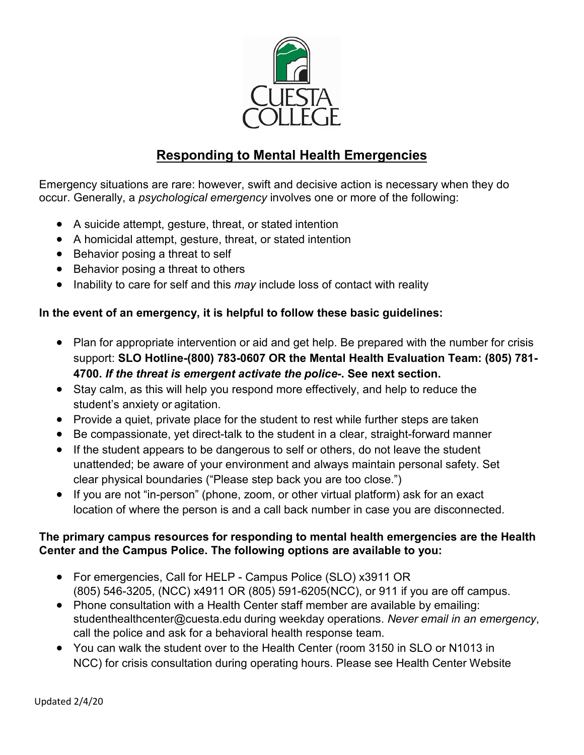# Responding to Mental Health Emergencies

Emergency situations are rare: however, swift and decisive action is necessary when they do occur. Generally, a *psychological emergency* involves one or more of the following:

- A suicide attempt, gesture, threat, or stated intention
- A homicidal attempt, gesture, threat, or stated intention
- Behavior posing a threat to self
- Behavior posing a threat to others
- Inability to care for self and this *may* include loss of contact with reality

**In the event of an emergency, it is helpful to follow these basic guidelines:**

- Plan for appropriate intervention or aid and get help. Be prepared with the number for crisis support: **SLO Hotline-(800) 783-0607 OR the Mental Health Evaluation Team: (805) 781-4700.** ***If the threat is emergent activate the police-*****. See next section.**
- Stay calm, as this will help you respond more effectively, and help to reduce the student's anxiety or agitation.
- Provide a quiet, private place for the student to rest while further steps are taken
- Be compassionate, yet direct-talk to the student in a clear, straight-forward manner
- If the student appears to be dangerous to self or others, do not leave the student unattended; be aware of your environment and always maintain personal safety. Set clear physical boundaries ("Please step back you are too close.")
- If you are not "in-person" (phone, zoom, or other virtual platform) ask for an exact location of where the person is and a call back number in case you are disconnected.

**The primary campus resources for responding to mental health emergencies are the Health Center and the Campus Police. The following options are available to you:**

- For emergencies, Call for HELP - Campus Police (SLO) x3911 OR (805) 546-3205, (NCC) x4911 OR (805) 591-6205(NCC), or 911 if you are off campus.
- Phone consultation with a Health Center staff member are available by emailing: studenthealthcenter@cuesta.edu during weekday operations. *Never email in an emergency*, call the police and ask for a behavioral health response team.
- You can walk the student over to the Health Center (room 3150 in SLO or N1013 in NCC) for crisis consultation during operating hours. Please see Health Center Website

Updated 2/4/20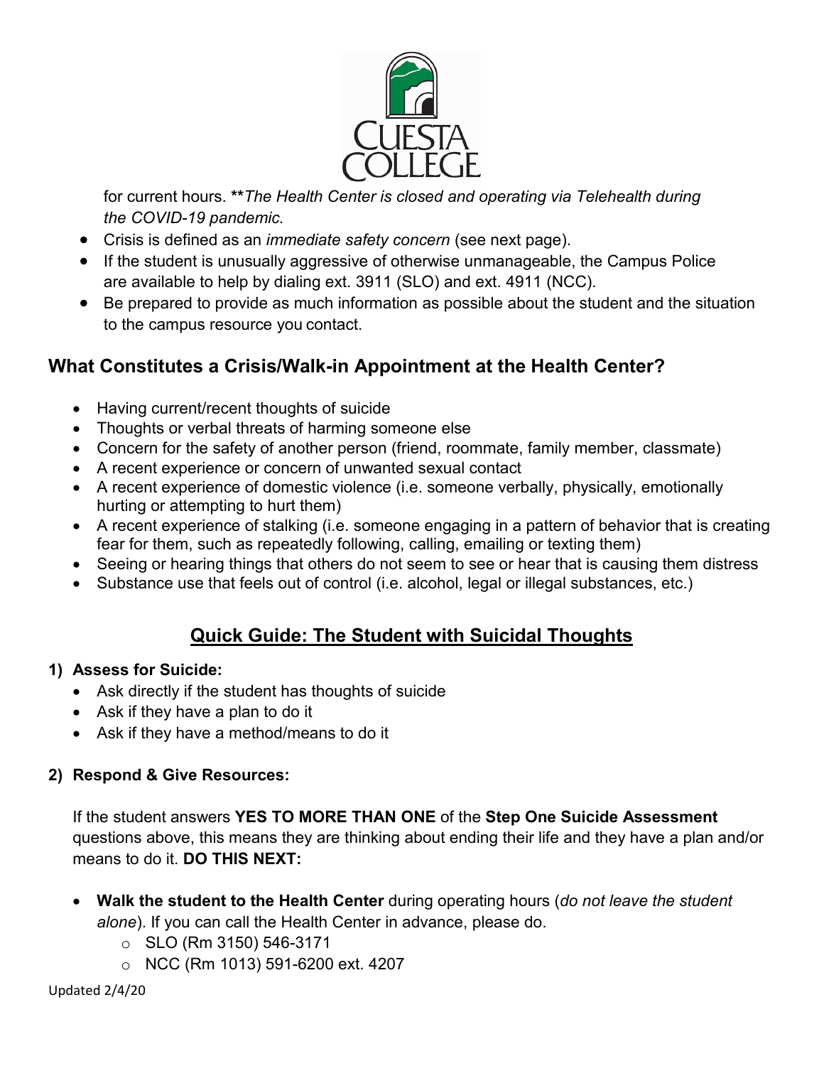for current hours. ***The Health Center is closed and operating via Telehealth during the COVID-19 pandemic.*

- Crisis is defined as an *immediate safety concern* (see next page).
- If the student is unusually aggressive of otherwise unmanageable, the Campus Police are available to help by dialing ext. 3911 (SLO) and ext. 4911 (NCC).
- Be prepared to provide as much information as possible about the student and the situation to the campus resource you contact.

## What Constitutes a Crisis/Walk-in Appointment at the Health Center?

- Having current/recent thoughts of suicide
- Thoughts or verbal threats of harming someone else
- Concern for the safety of another person (friend, roommate, family member, classmate)
- A recent experience or concern of unwanted sexual contact
- A recent experience of domestic violence (i.e. someone verbally, physically, emotionally hurting or attempting to hurt them)
- A recent experience of stalking (i.e. someone engaging in a pattern of behavior that is creating fear for them, such as repeatedly following, calling, emailing or texting them)
- Seeing or hearing things that others do not seem to see or hear that is causing them distress
- Substance use that feels out of control (i.e. alcohol, legal or illegal substances, etc.)

## Quick Guide: The Student with Suicidal Thoughts

**1) Assess for Suicide:**

- Ask directly if the student has thoughts of suicide
- Ask if they have a plan to do it
- Ask if they have a method/means to do it

**2) Respond & Give Resources:**

If the student answers **YES TO MORE THAN ONE** of the **Step One Suicide Assessment** questions above, this means they are thinking about ending their life and they have a plan and/or means to do it. **DO THIS NEXT:**

- **Walk the student to the Health Center** during operating hours (*do not leave the student alone*). If you can call the Health Center in advance, please do.
  - SLO (Rm 3150) 546-3171
  - NCC (Rm 1013) 591-6200 ext. 4207

Updated 2/4/20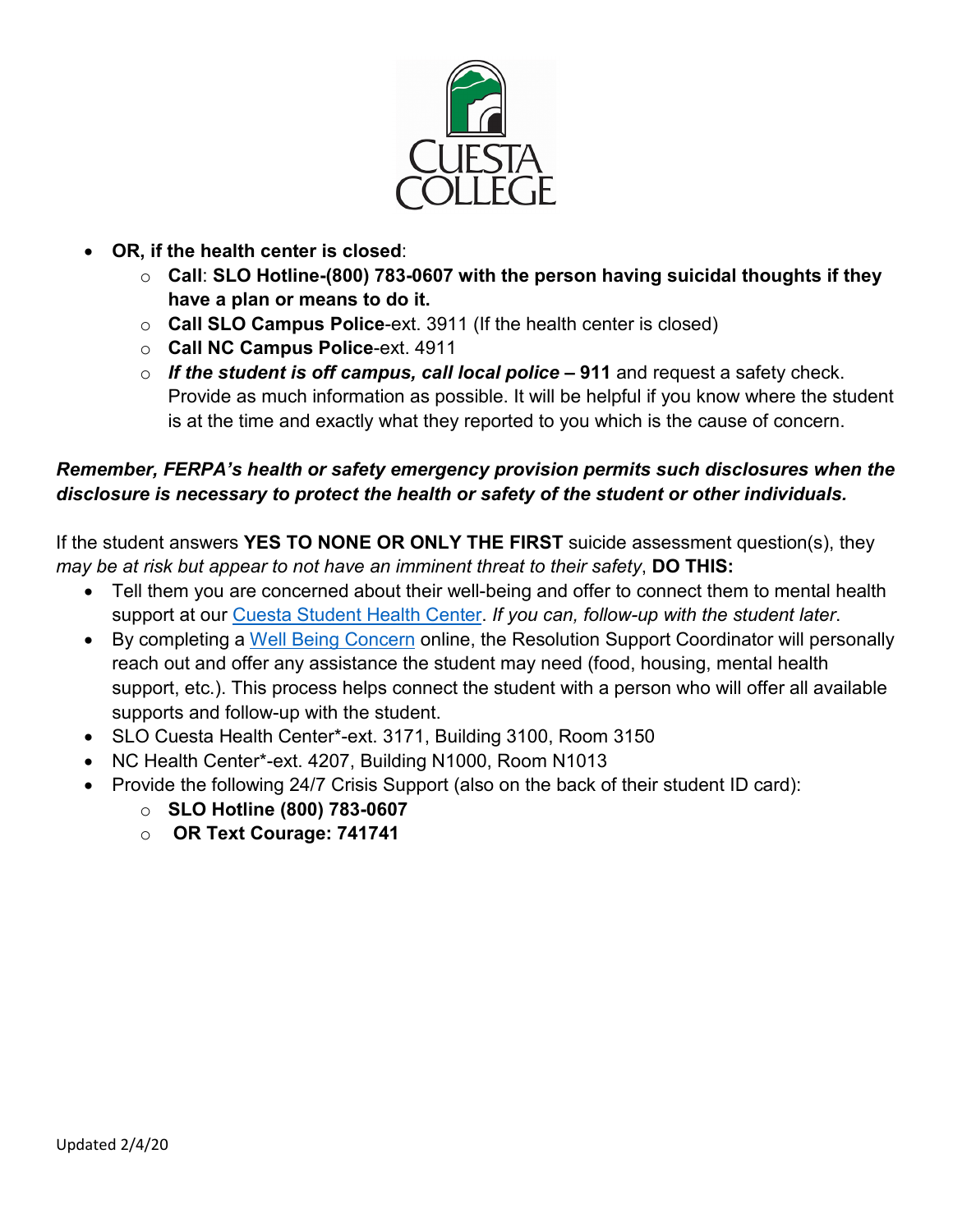- **OR, if the health center is closed**:
  - **Call**: **SLO Hotline-(800) 783-0607 with the person having suicidal thoughts if they have a plan or means to do it.**
  - **Call SLO Campus Police**-ext. 3911 (If the health center is closed)
  - **Call NC Campus Police**-ext. 4911
  - ***If the student is off campus, call local police* – 911** and request a safety check. Provide as much information as possible. It will be helpful if you know where the student is at the time and exactly what they reported to you which is the cause of concern.

***Remember, FERPA's health or safety emergency provision permits such disclosures when the disclosure is necessary to protect the health or safety of the student or other individuals.***

If the student answers **YES TO NONE OR ONLY THE FIRST** suicide assessment question(s), they *may be at risk but appear to not have an imminent threat to their safety*, **DO THIS:**

- Tell them you are concerned about their well-being and offer to connect them to mental health support at our Cuesta Student Health Center. *If you can, follow-up with the student later*.
- By completing a Well Being Concern online, the Resolution Support Coordinator will personally reach out and offer any assistance the student may need (food, housing, mental health support, etc.). This process helps connect the student with a person who will offer all available supports and follow-up with the student.
- SLO Cuesta Health Center*-ext. 3171, Building 3100, Room 3150
- NC Health Center*-ext. 4207, Building N1000, Room N1013
- Provide the following 24/7 Crisis Support (also on the back of their student ID card):
  - **SLO Hotline (800) 783-0607**
  - **OR Text Courage: 741741**

Updated 2/4/20